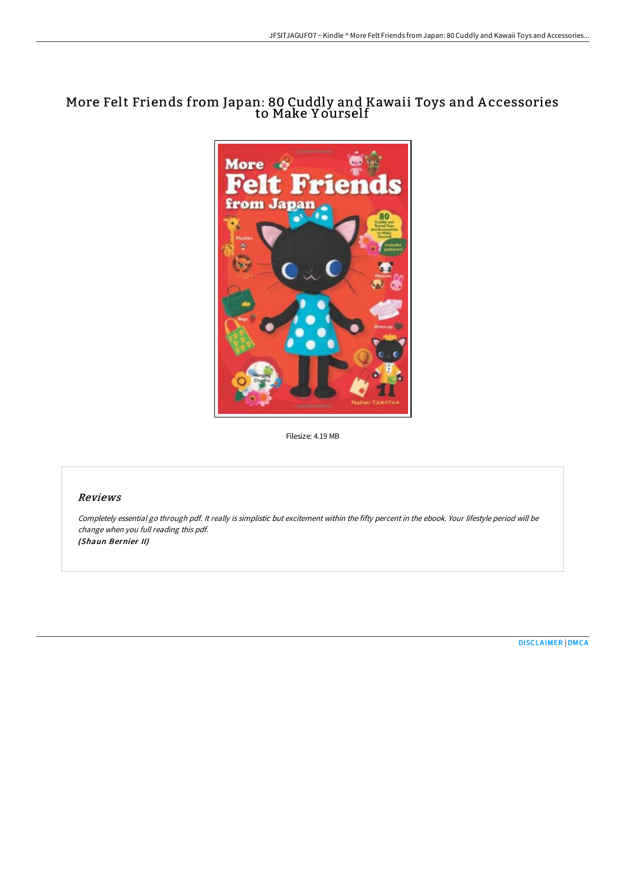# More Felt Friends from Japan: 80 Cuddly and Kawaii Toys and Accessories to Make Yourself

Filesize: 4.19 MB

## Reviews

*Completely essential go through pdf. It really is simplistic but excitement within the fifty percent in the ebook. Your lifestyle period will be change when you full reading this pdf.*
***(Shaun Bernier II)***

DISCLAIMER | DMCA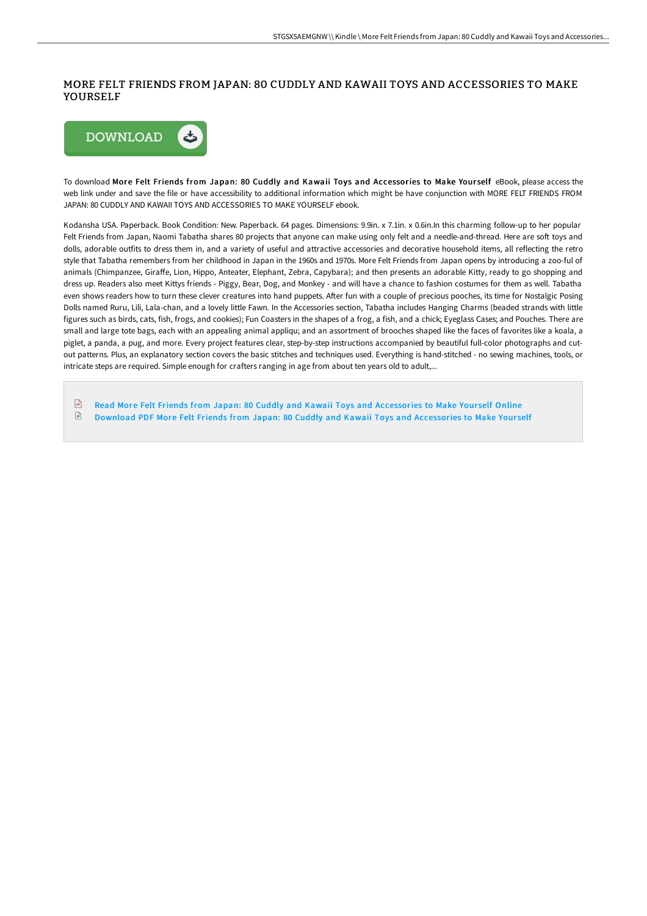# MORE FELT FRIENDS FROM JAPAN: 80 CUDDLY AND KAWAII TOYS AND ACCESSORIES TO MAKE YOURSELF

DOWNLOAD

To download **More Felt Friends from Japan: 80 Cuddly and Kawaii Toys and Accessories to Make Yourself** eBook, please access the web link under and save the file or have accessibility to additional information which might be have conjunction with MORE FELT FRIENDS FROM JAPAN: 80 CUDDLY AND KAWAII TOYS AND ACCESSORIES TO MAKE YOURSELF ebook.

Kodansha USA. Paperback. Book Condition: New. Paperback. 64 pages. Dimensions: 9.9in. x 7.1in. x 0.6in.In this charming follow-up to her popular Felt Friends from Japan, Naomi Tabatha shares 80 projects that anyone can make using only felt and a needle-and-thread. Here are soft toys and dolls, adorable outfits to dress them in, and a variety of useful and attractive accessories and decorative household items, all reflecting the retro style that Tabatha remembers from her childhood in Japan in the 1960s and 1970s. More Felt Friends from Japan opens by introducing a zoo-ful of animals (Chimpanzee, Giraffe, Lion, Hippo, Anteater, Elephant, Zebra, Capybara); and then presents an adorable Kitty, ready to go shopping and dress up. Readers also meet Kittys friends - Piggy, Bear, Dog, and Monkey - and will have a chance to fashion costumes for them as well. Tabatha even shows readers how to turn these clever creatures into hand puppets. After fun with a couple of precious pooches, its time for Nostalgic Posing Dolls named Ruru, Lili, Lala-chan, and a lovely little Fawn. In the Accessories section, Tabatha includes Hanging Charms (beaded strands with little figures such as birds, cats, fish, frogs, and cookies); Fun Coasters in the shapes of a frog, a fish, and a chick; Eyeglass Cases; and Pouches. There are small and large tote bags, each with an appealing animal appliqu; and an assortment of brooches shaped like the faces of favorites like a koala, a piglet, a panda, a pug, and more. Every project features clear, step-by-step instructions accompanied by beautiful full-color photographs and cut-out patterns. Plus, an explanatory section covers the basic stitches and techniques used. Everything is hand-stitched - no sewing machines, tools, or intricate steps are required. Simple enough for crafters ranging in age from about ten years old to adult,...

- Read More Felt Friends from Japan: 80 Cuddly and Kawaii Toys and Accessories to Make Yourself Online
- Download PDF More Felt Friends from Japan: 80 Cuddly and Kawaii Toys and Accessories to Make Yourself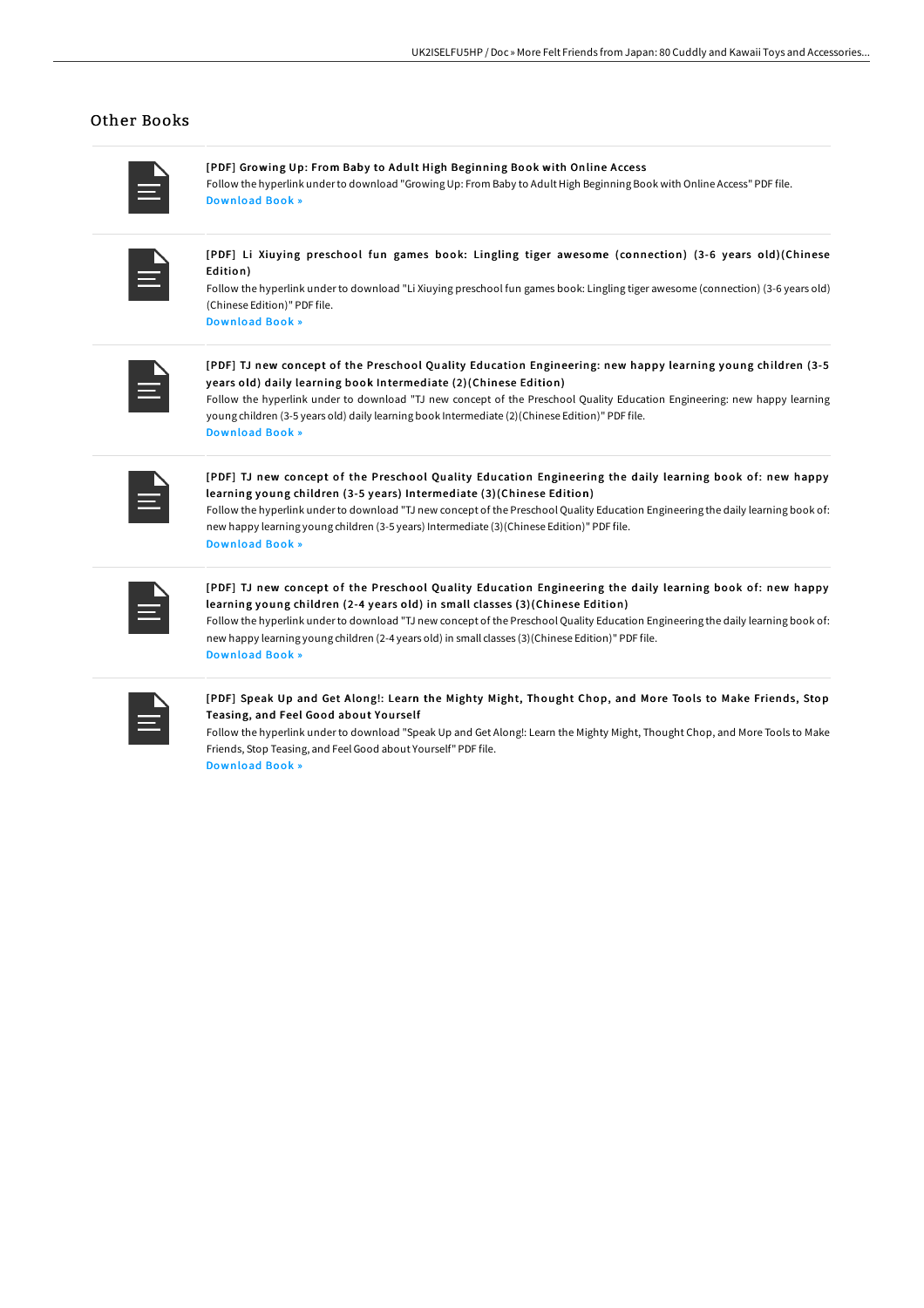## Other Books

[PDF] Growing Up: From Baby to Adult High Beginning Book with Online Access

Follow the hyperlink under to download "Growing Up: From Baby to Adult High Beginning Book with Online Access" PDF file.

Download Book »

[PDF] Li Xiuying preschool fun games book: Lingling tiger awesome (connection) (3-6 years old)(Chinese Edition)

Follow the hyperlink under to download "Li Xiuying preschool fun games book: Lingling tiger awesome (connection) (3-6 years old)(Chinese Edition)" PDF file.

Download Book »

[PDF] TJ new concept of the Preschool Quality Education Engineering: new happy learning young children (3-5 years old) daily learning book Intermediate (2)(Chinese Edition)

Follow the hyperlink under to download "TJ new concept of the Preschool Quality Education Engineering: new happy learning young children (3-5 years old) daily learning book Intermediate (2)(Chinese Edition)" PDF file.

Download Book »

[PDF] TJ new concept of the Preschool Quality Education Engineering the daily learning book of: new happy learning young children (3-5 years) Intermediate (3)(Chinese Edition)

Follow the hyperlink under to download "TJ new concept of the Preschool Quality Education Engineering the daily learning book of: new happy learning young children (3-5 years) Intermediate (3)(Chinese Edition)" PDF file.

Download Book »

[PDF] TJ new concept of the Preschool Quality Education Engineering the daily learning book of: new happy learning young children (2-4 years old) in small classes (3)(Chinese Edition)

Follow the hyperlink under to download "TJ new concept of the Preschool Quality Education Engineering the daily learning book of: new happy learning young children (2-4 years old) in small classes (3)(Chinese Edition)" PDF file.

Download Book »

[PDF] Speak Up and Get Along!: Learn the Mighty Might, Thought Chop, and More Tools to Make Friends, Stop Teasing, and Feel Good about Yourself

Follow the hyperlink under to download "Speak Up and Get Along!: Learn the Mighty Might, Thought Chop, and More Tools to Make Friends, Stop Teasing, and Feel Good about Yourself" PDF file.

Download Book »